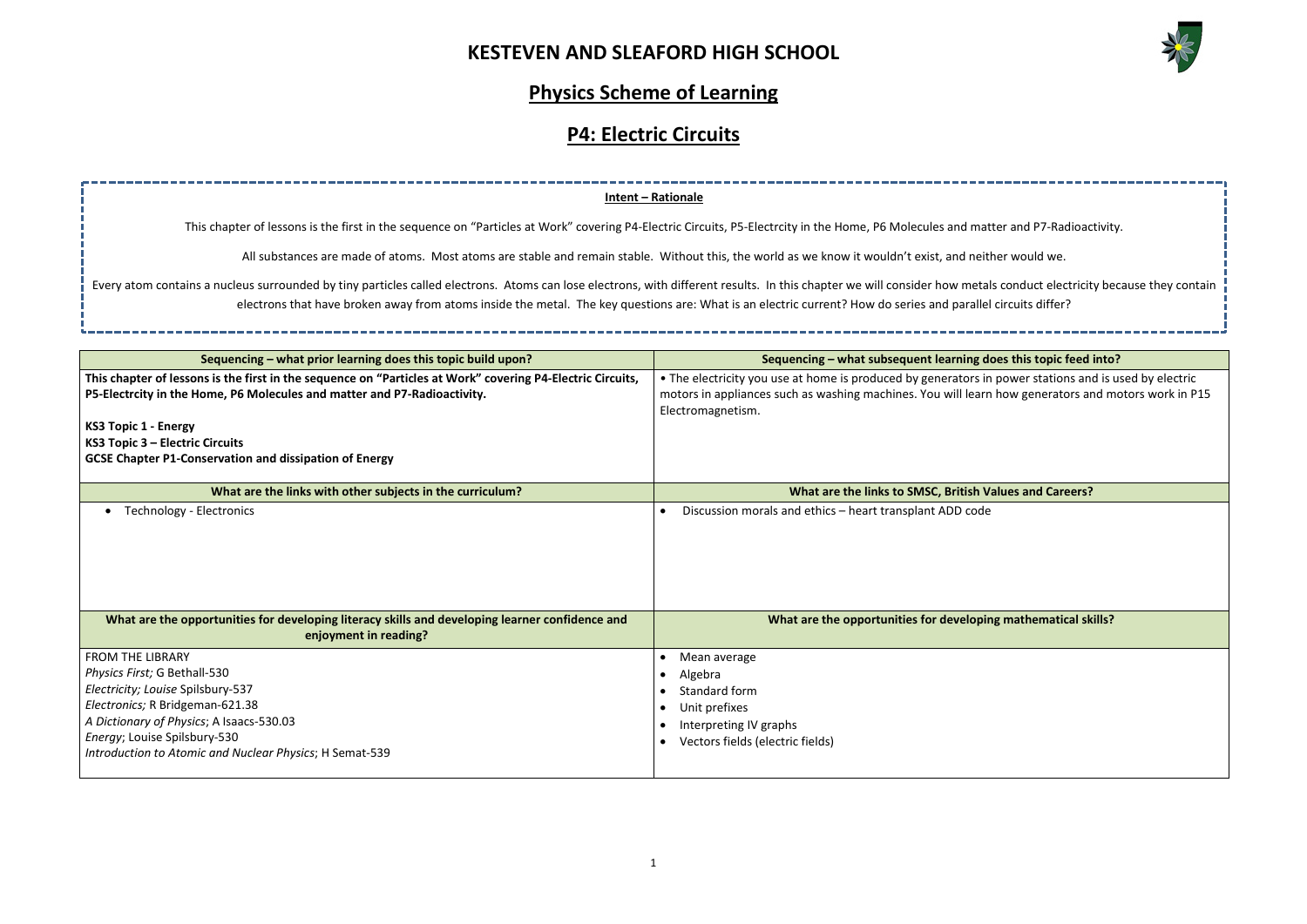# KESTEVEN AND SLEAFORD HIGH SCHOOL

## Physics Scheme of Learning

## P4: Electric Circuits

**Intent – Rationale**

This chapter of lessons is the first in the sequence on "Particles at Work" covering P4-Electric Circuits, P5-Electrcity in the Home, P6 Molecules and matter and P7-Radioactivity.

All substances are made of atoms. Most atoms are stable and remain stable. Without this, the world as we know it wouldn't exist, and neither would we.

Every atom contains a nucleus surrounded by tiny particles called electrons. Atoms can lose electrons, with different results. In this chapter we will consider how metals conduct electricity because they contain electrons that have broken away from atoms inside the metal. The key questions are: What is an electric current? How do series and parallel circuits differ?

| Sequencing – what prior learning does this topic build upon? | Sequencing – what subsequent learning does this topic feed into? |
|---|---|
| **This chapter of lessons is the first in the sequence on "Particles at Work" covering P4-Electric Circuits, P5-Electrcity in the Home, P6 Molecules and matter and P7-Radioactivity.**<br><br>**KS3 Topic 1 - Energy**<br>**KS3 Topic 3 – Electric Circuits**<br>**GCSE Chapter P1-Conservation and dissipation of Energy** | • The electricity you use at home is produced by generators in power stations and is used by electric motors in appliances such as washing machines. You will learn how generators and motors work in P15 Electromagnetism. |
| **What are the links with other subjects in the curriculum?** | **What are the links to SMSC, British Values and Careers?** |
| • Technology - Electronics | • Discussion morals and ethics – heart transplant ADD code |
| **What are the opportunities for developing literacy skills and developing learner confidence and enjoyment in reading?** | **What are the opportunities for developing mathematical skills?** |
| FROM THE LIBRARY<br>*Physics First;* G Bethall-530<br>*Electricity; Louise* Spilsbury-537<br>*Electronics;* R Bridgeman-621.38<br>*A Dictionary of Physics*; A Isaacs-530.03<br>*Energy*; Louise Spilsbury-530<br>*Introduction to Atomic and Nuclear Physics*; H Semat-539 | • Mean average<br>• Algebra<br>• Standard form<br>• Unit prefixes<br>• Interpreting IV graphs<br>• Vectors fields (electric fields) |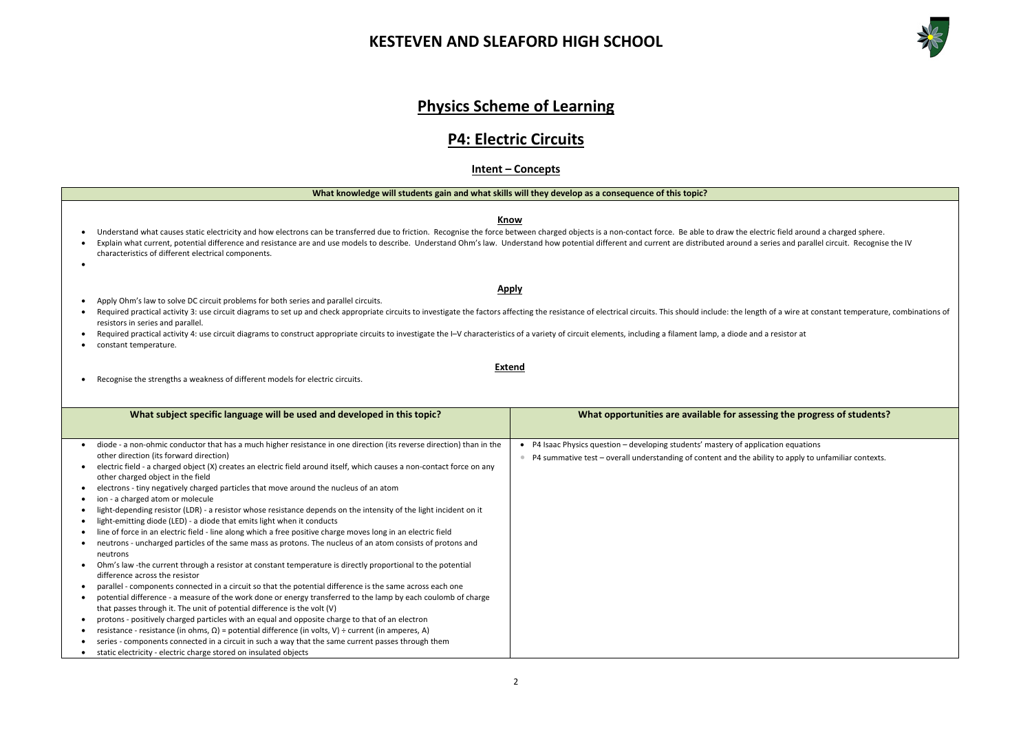# KESTEVEN AND SLEAFORD HIGH SCHOOL

## Physics Scheme of Learning

## P4: Electric Circuits

### Intent – Concepts

**What knowledge will students gain and what skills will they develop as a consequence of this topic?**

**Know**

- Understand what causes static electricity and how electrons can be transferred due to friction. Recognise the force between charged objects is a non-contact force. Be able to draw the electric field around a charged sphere.
- Explain what current, potential difference and resistance are and use models to describe. Understand Ohm's law. Understand how potential different and current are distributed around a series and parallel circuit. Recognise the IV characteristics of different electrical components.

**Apply**

- Apply Ohm's law to solve DC circuit problems for both series and parallel circuits.
- Required practical activity 3: use circuit diagrams to set up and check appropriate circuits to investigate the factors affecting the resistance of electrical circuits. This should include: the length of a wire at constant temperature, combinations of resistors in series and parallel.
- Required practical activity 4: use circuit diagrams to construct appropriate circuits to investigate the I–V characteristics of a variety of circuit elements, including a filament lamp, a diode and a resistor at
- constant temperature.

**Extend**

- Recognise the strengths a weakness of different models for electric circuits.

| What subject specific language will be used and developed in this topic? | What opportunities are available for assessing the progress of students? |
|---|---|
| • diode - a non-ohmic conductor that has a much higher resistance in one direction (its reverse direction) than in the other direction (its forward direction)<br>• electric field - a charged object (X) creates an electric field around itself, which causes a non-contact force on any other charged object in the field<br>• electrons - tiny negatively charged particles that move around the nucleus of an atom<br>• ion - a charged atom or molecule<br>• light-depending resistor (LDR) - a resistor whose resistance depends on the intensity of the light incident on it<br>• light-emitting diode (LED) - a diode that emits light when it conducts<br>• line of force in an electric field - line along which a free positive charge moves long in an electric field<br>• neutrons - uncharged particles of the same mass as protons. The nucleus of an atom consists of protons and neutrons<br>• Ohm's law -the current through a resistor at constant temperature is directly proportional to the potential difference across the resistor<br>• parallel - components connected in a circuit so that the potential difference is the same across each one<br>• potential difference - a measure of the work done or energy transferred to the lamp by each coulomb of charge that passes through it. The unit of potential difference is the volt (V)<br>• protons - positively charged particles with an equal and opposite charge to that of an electron<br>• resistance - resistance (in ohms, Ω) = potential difference (in volts, V) ÷ current (in amperes, A)<br>• series - components connected in a circuit in such a way that the same current passes through them<br>• static electricity - electric charge stored on insulated objects | • P4 Isaac Physics question – developing students' mastery of application equations<br>• P4 summative test – overall understanding of content and the ability to apply to unfamiliar contexts. |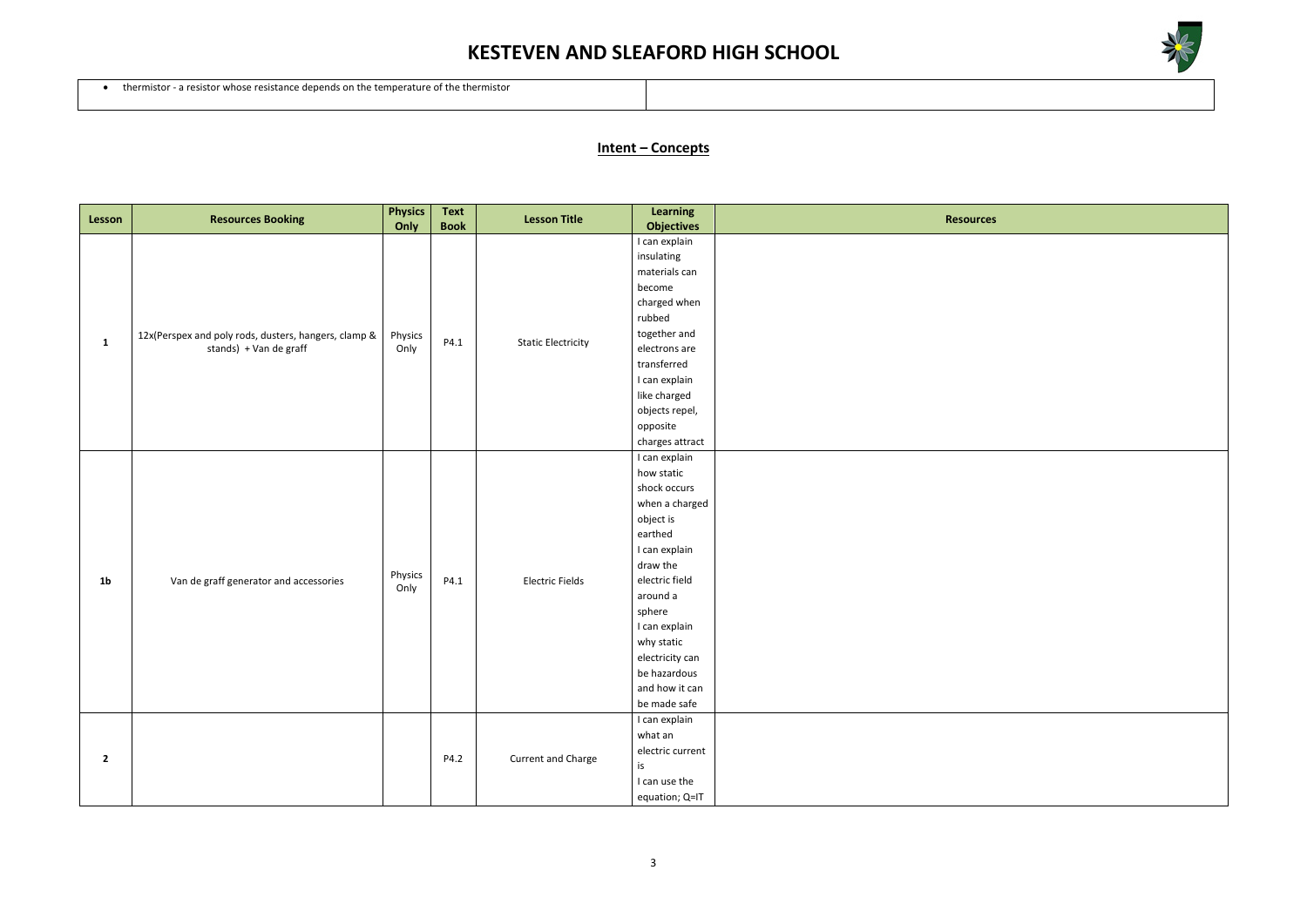| • thermistor - a resistor whose resistance depends on the temperature of the thermistor | |
|---|---|

## Intent – Concepts

| Lesson | Resources Booking | Physics Only | Text Book | Lesson Title | Learning Objectives | Resources |
|---|---|---|---|---|---|---|
| 1 | 12x(Perspex and poly rods, dusters, hangers, clamp & stands) + Van de graff | Physics Only | P4.1 | Static Electricity | I can explain insulating materials can become charged when rubbed together and electrons are transferred<br>I can explain like charged objects repel, opposite charges attract | |
| 1b | Van de graff generator and accessories | Physics Only | P4.1 | Electric Fields | I can explain how static shock occurs when a charged object is earthed<br>I can explain draw the electric field around a sphere<br>I can explain why static electricity can be hazardous and how it can be made safe | |
| 2 | | | P4.2 | Current and Charge | I can explain what an electric current is<br>I can use the equation; Q=IT | |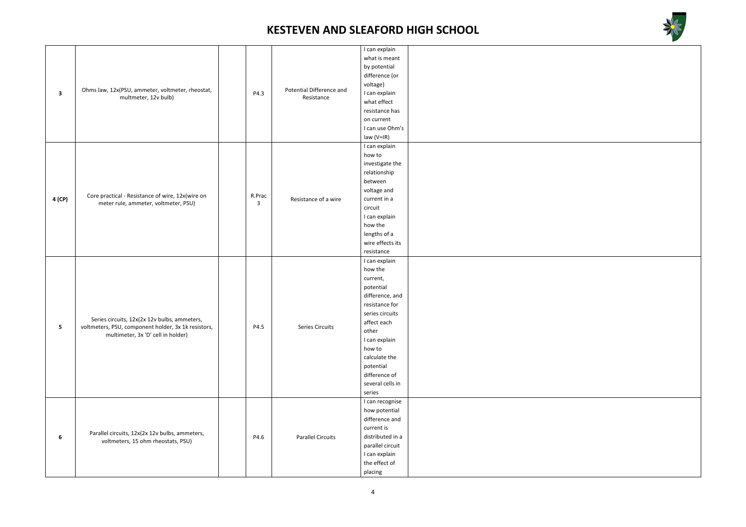# KESTEVEN AND SLEAFORD HIGH SCHOOL

| | | | | | | |
|---|---|---|---|---|---|---|
| **3** | Ohms law, 12x(PSU, ammeter, voltmeter, rheostat, multmeter, 12v bulb) | | P4.3 | Potential Difference and Resistance | I can explain what is meant by potential difference (or voltage)<br>I can explain what effect resistance has on current<br>I can use Ohm's law (V=IR) | |
| **4 (CP)** | Core practical - Resistance of wire, 12x(wire on meter rule, ammeter, voltmeter, PSU) | | R.Prac 3 | Resistance of a wire | I can explain how to investigate the relationship between voltage and current in a circuit<br>I can explain how the lengths of a wire effects its resistance | |
| **5** | Series circuits, 12x(2x 12v bulbs, ammeters, voltmeters, PSU, component holder, 3x 1k resistors, multimeter, 3x 'D' cell in holder) | | P4.5 | Series Circuits | I can explain how the current, potential difference, and resistance for series circuits affect each other<br>I can explain how to calculate the potential difference of several cells in series | |
| **6** | Parallel circuits, 12x(2x 12v bulbs, ammeters, voltmeters, 15 ohm rheostats, PSU) | | P4.6 | Parallel Circuits | I can recognise how potential difference and current is distributed in a parallel circuit<br>I can explain the effect of placing | |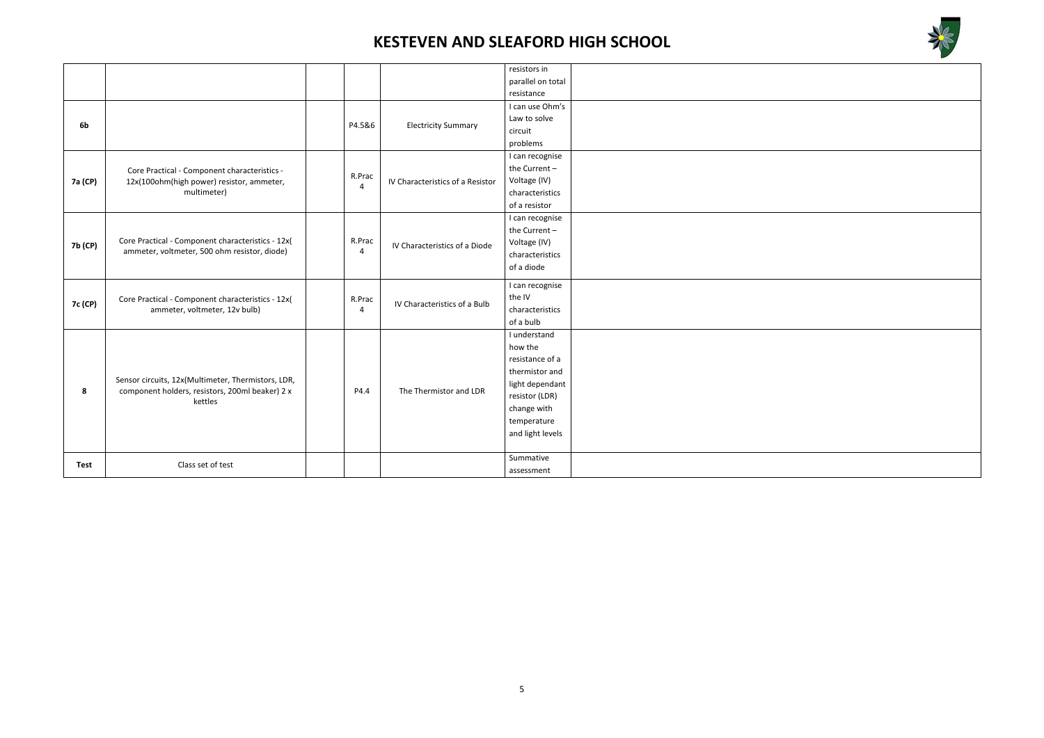# KESTEVEN AND SLEAFORD HIGH SCHOOL

| | | | | | | |
|---|---|---|---|---|---|---|
| | | | | | resistors in parallel on total resistance | |
| **6b** | | | P4.5&6 | Electricity Summary | I can use Ohm's Law to solve circuit problems | |
| **7a (CP)** | Core Practical - Component characteristics - 12x(100ohm(high power) resistor, ammeter, multimeter) | | R.Prac 4 | IV Characteristics of a Resistor | I can recognise the Current – Voltage (IV) characteristics of a resistor | |
| **7b (CP)** | Core Practical - Component characteristics - 12x( ammeter, voltmeter, 500 ohm resistor, diode) | | R.Prac 4 | IV Characteristics of a Diode | I can recognise the Current – Voltage (IV) characteristics of a diode | |
| **7c (CP)** | Core Practical - Component characteristics - 12x( ammeter, voltmeter, 12v bulb) | | R.Prac 4 | IV Characteristics of a Bulb | I can recognise the IV characteristics of a bulb | |
| **8** | Sensor circuits, 12x(Multimeter, Thermistors, LDR, component holders, resistors, 200ml beaker) 2 x kettles | | P4.4 | The Thermistor and LDR | I understand how the resistance of a thermistor and light dependant resistor (LDR) change with temperature and light levels | |
| **Test** | Class set of test | | | | Summative assessment | |